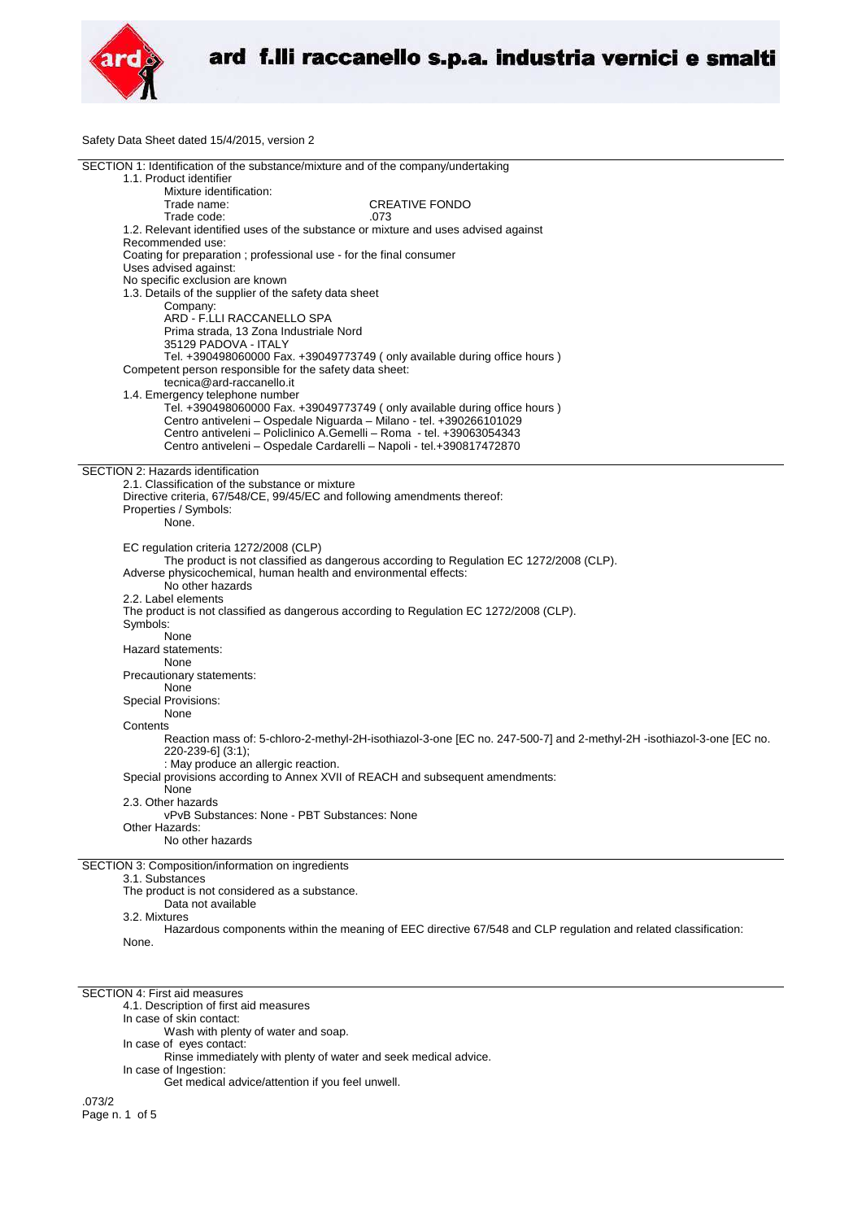ard f.lli raccanello s.p.a. industria vernici e smalti

Safety Data Sheet dated 15/4/2015, version 2

## SECTION 1: Identification of the substance/mixture and of the company/undertaking

1.1. Product identifier

Mixture identification:

Trade name: CREATIVE FONDO

Trade code: .073

1.2. Relevant identified uses of the substance or mixture and uses advised against

Recommended use:

Coating for preparation ; professional use - for the final consumer

Uses advised against:

No specific exclusion are known

1.3. Details of the supplier of the safety data sheet

Company:

ARD - F.LLI RACCANELLO SPA

Prima strada, 13 Zona Industriale Nord

35129 PADOVA - ITALY

Tel. +390498060000 Fax. +39049773749 ( only available during office hours )

Competent person responsible for the safety data sheet:

tecnica@ard-raccanello.it

1.4. Emergency telephone number

Tel. +390498060000 Fax. +39049773749 ( only available during office hours )

Centro antiveleni – Ospedale Niguarda – Milano - tel. +390266101029

Centro antiveleni – Policlinico A.Gemelli – Roma - tel. +39063054343

Centro antiveleni – Ospedale Cardarelli – Napoli - tel.+390817472870

## SECTION 2: Hazards identification

2.1. Classification of the substance or mixture

Directive criteria, 67/548/CE, 99/45/EC and following amendments thereof:

Properties / Symbols:

None.

EC regulation criteria 1272/2008 (CLP)

The product is not classified as dangerous according to Regulation EC 1272/2008 (CLP).

Adverse physicochemical, human health and environmental effects:

No other hazards

2.2. Label elements

The product is not classified as dangerous according to Regulation EC 1272/2008 (CLP).

Symbols:

None

Hazard statements:

None

Precautionary statements:

None

Special Provisions:

None

Contents

Reaction mass of: 5-chloro-2-methyl-2H-isothiazol-3-one [EC no. 247-500-7] and 2-methyl-2H -isothiazol-3-one [EC no. 220-239-6] (3:1);

: May produce an allergic reaction.

Special provisions according to Annex XVII of REACH and subsequent amendments:

None

2.3. Other hazards

vPvB Substances: None - PBT Substances: None

Other Hazards:

No other hazards

## SECTION 3: Composition/information on ingredients

3.1. Substances

The product is not considered as a substance.

Data not available

3.2. Mixtures

Hazardous components within the meaning of EEC directive 67/548 and CLP regulation and related classification:

None.

## SECTION 4: First aid measures

4.1. Description of first aid measures

In case of skin contact:

Wash with plenty of water and soap.

In case of eyes contact:

Rinse immediately with plenty of water and seek medical advice.

In case of Ingestion:

Get medical advice/attention if you feel unwell.

.073/2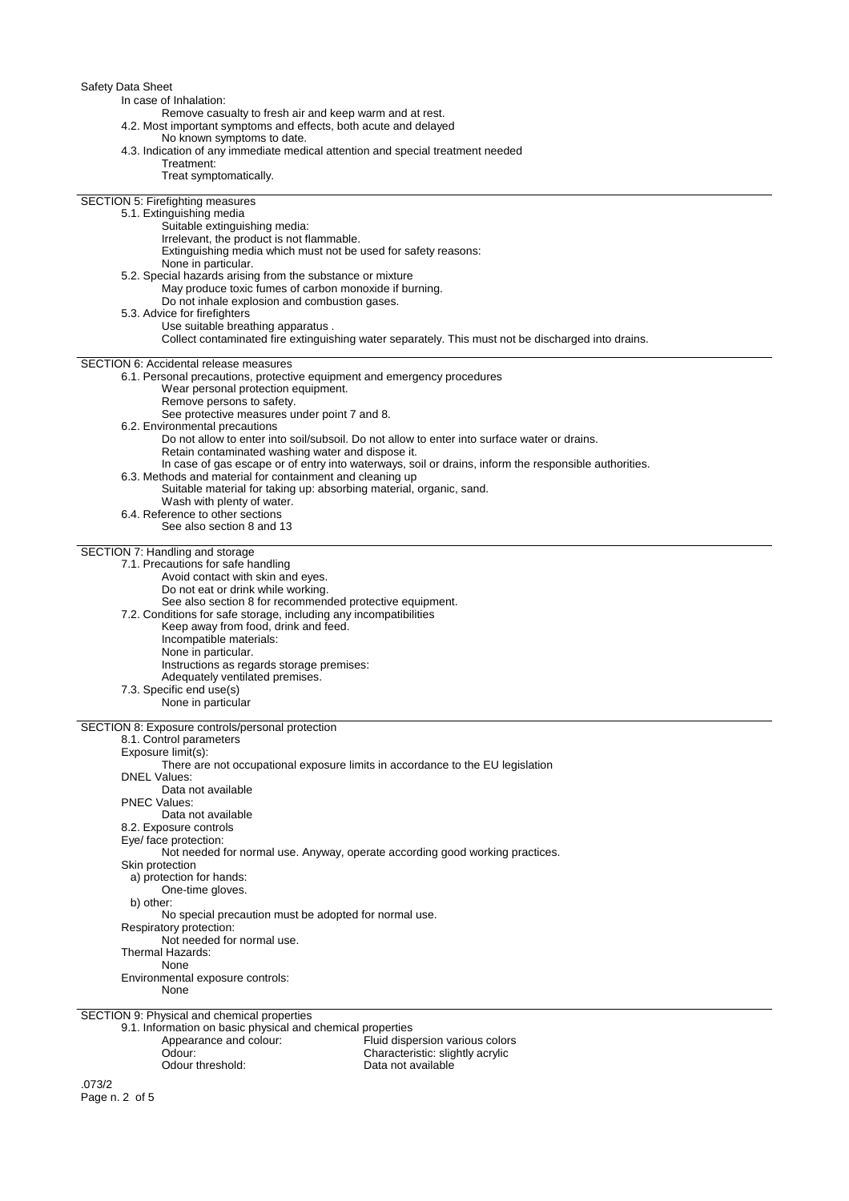In case of Inhalation:

Remove casualty to fresh air and keep warm and at rest.

4.2. Most important symptoms and effects, both acute and delayed

No known symptoms to date.

4.3. Indication of any immediate medical attention and special treatment needed

Treatment:

Treat symptomatically.

## SECTION 5: Firefighting measures

5.1. Extinguishing media

Suitable extinguishing media:

Irrelevant, the product is not flammable.

Extinguishing media which must not be used for safety reasons:

None in particular.

5.2. Special hazards arising from the substance or mixture

May produce toxic fumes of carbon monoxide if burning.

Do not inhale explosion and combustion gases.

5.3. Advice for firefighters

Use suitable breathing apparatus .

Collect contaminated fire extinguishing water separately. This must not be discharged into drains.

## SECTION 6: Accidental release measures

6.1. Personal precautions, protective equipment and emergency procedures

Wear personal protection equipment.

Remove persons to safety.

See protective measures under point 7 and 8.

6.2. Environmental precautions

Do not allow to enter into soil/subsoil. Do not allow to enter into surface water or drains.

Retain contaminated washing water and dispose it.

In case of gas escape or of entry into waterways, soil or drains, inform the responsible authorities.

6.3. Methods and material for containment and cleaning up

Suitable material for taking up: absorbing material, organic, sand.

Wash with plenty of water.

6.4. Reference to other sections

See also section 8 and 13

## SECTION 7: Handling and storage

7.1. Precautions for safe handling

Avoid contact with skin and eyes.

Do not eat or drink while working.

See also section 8 for recommended protective equipment.

7.2. Conditions for safe storage, including any incompatibilities

Keep away from food, drink and feed.

Incompatible materials:

None in particular.

Instructions as regards storage premises:

Adequately ventilated premises.

7.3. Specific end use(s)

None in particular

## SECTION 8: Exposure controls/personal protection

8.1. Control parameters

Exposure limit(s):

There are not occupational exposure limits in accordance to the EU legislation

DNEL Values:

Data not available

PNEC Values:

Data not available

8.2. Exposure controls

Eye/ face protection:

Not needed for normal use. Anyway, operate according good working practices.

Skin protection

a) protection for hands:

One-time gloves.

b) other:

No special precaution must be adopted for normal use.

Respiratory protection:

Not needed for normal use.

Thermal Hazards:

None

Environmental exposure controls:

None

## SECTION 9: Physical and chemical properties

9.1. Information on basic physical and chemical properties

| | |
|---|---|
| Appearance and colour: | Fluid dispersion various colors |
| Odour: | Characteristic: slightly acrylic |
| Odour threshold: | Data not available |

.073/2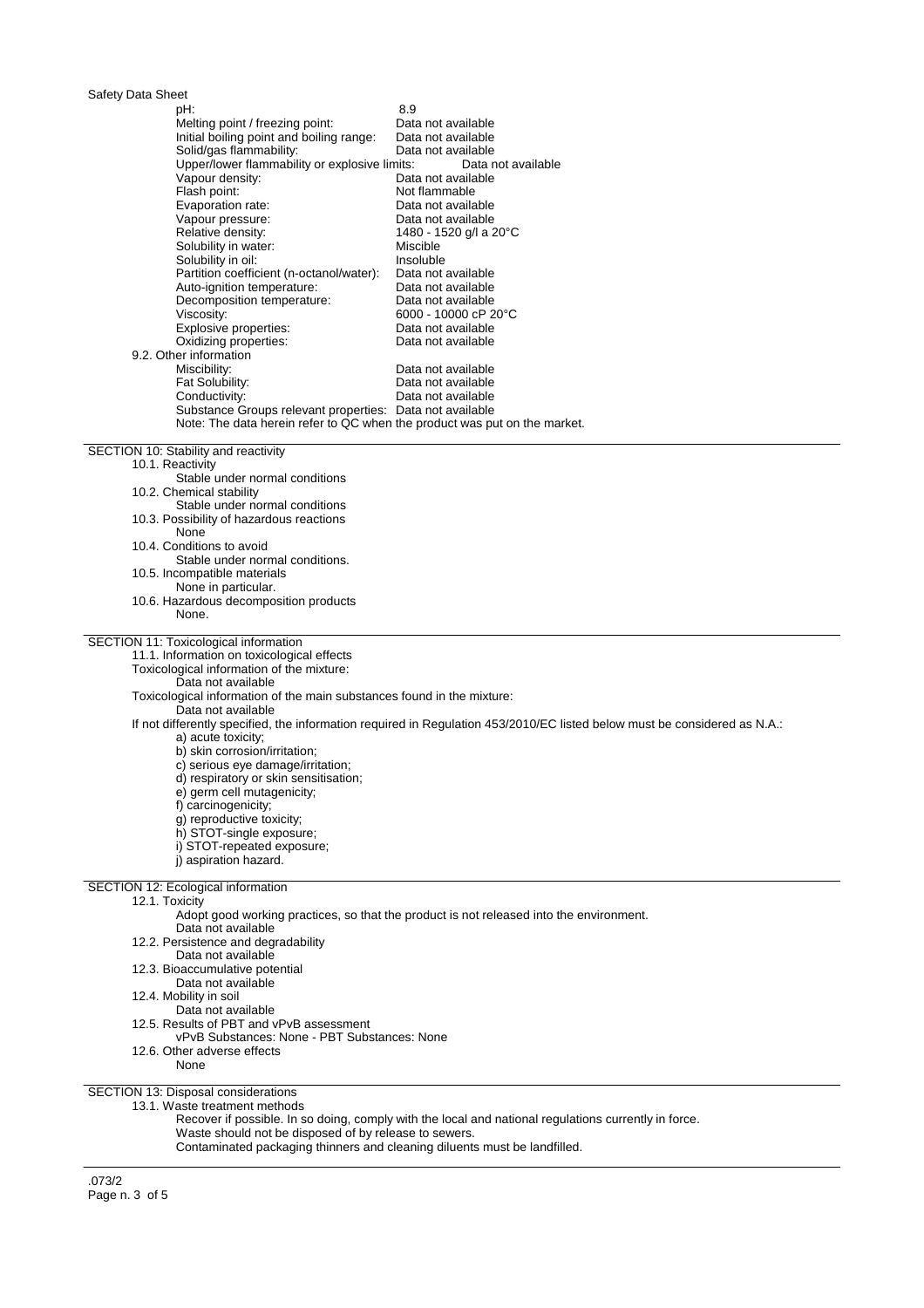pH: 8.9
Melting point / freezing point: Data not available
Initial boiling point and boiling range: Data not available
Solid/gas flammability: Data not available
Upper/lower flammability or explosive limits: Data not available
Vapour density: Data not available
Flash point: Not flammable
Evaporation rate: Data not available
Vapour pressure: Data not available
Relative density: 1480 - 1520 g/l a 20°C
Solubility in water: Miscible
Solubility in oil: Insoluble
Partition coefficient (n-octanol/water): Data not available
Auto-ignition temperature: Data not available
Decomposition temperature: Data not available
Viscosity: 6000 - 10000 cP 20°C
Explosive properties: Data not available
Oxidizing properties: Data not available

9.2. Other information

Miscibility: Data not available
Fat Solubility: Data not available
Conductivity: Data not available
Substance Groups relevant properties: Data not available
Note: The data herein refer to QC when the product was put on the market.

## SECTION 10: Stability and reactivity

10.1. Reactivity
Stable under normal conditions

10.2. Chemical stability
Stable under normal conditions

10.3. Possibility of hazardous reactions
None

10.4. Conditions to avoid
Stable under normal conditions.

10.5. Incompatible materials
None in particular.

10.6. Hazardous decomposition products
None.

## SECTION 11: Toxicological information

11.1. Information on toxicological effects

Toxicological information of the mixture:
Data not available

Toxicological information of the main substances found in the mixture:
Data not available

If not differently specified, the information required in Regulation 453/2010/EC listed below must be considered as N.A.:

a) acute toxicity;
b) skin corrosion/irritation;
c) serious eye damage/irritation;
d) respiratory or skin sensitisation;
e) germ cell mutagenicity;
f) carcinogenicity;
g) reproductive toxicity;
h) STOT-single exposure;
i) STOT-repeated exposure;
j) aspiration hazard.

## SECTION 12: Ecological information

12.1. Toxicity
Adopt good working practices, so that the product is not released into the environment.
Data not available

12.2. Persistence and degradability
Data not available

12.3. Bioaccumulative potential
Data not available

12.4. Mobility in soil
Data not available

12.5. Results of PBT and vPvB assessment
vPvB Substances: None - PBT Substances: None

12.6. Other adverse effects
None

## SECTION 13: Disposal considerations

13.1. Waste treatment methods
Recover if possible. In so doing, comply with the local and national regulations currently in force.
Waste should not be disposed of by release to sewers.
Contaminated packaging thinners and cleaning diluents must be landfilled.

.073/2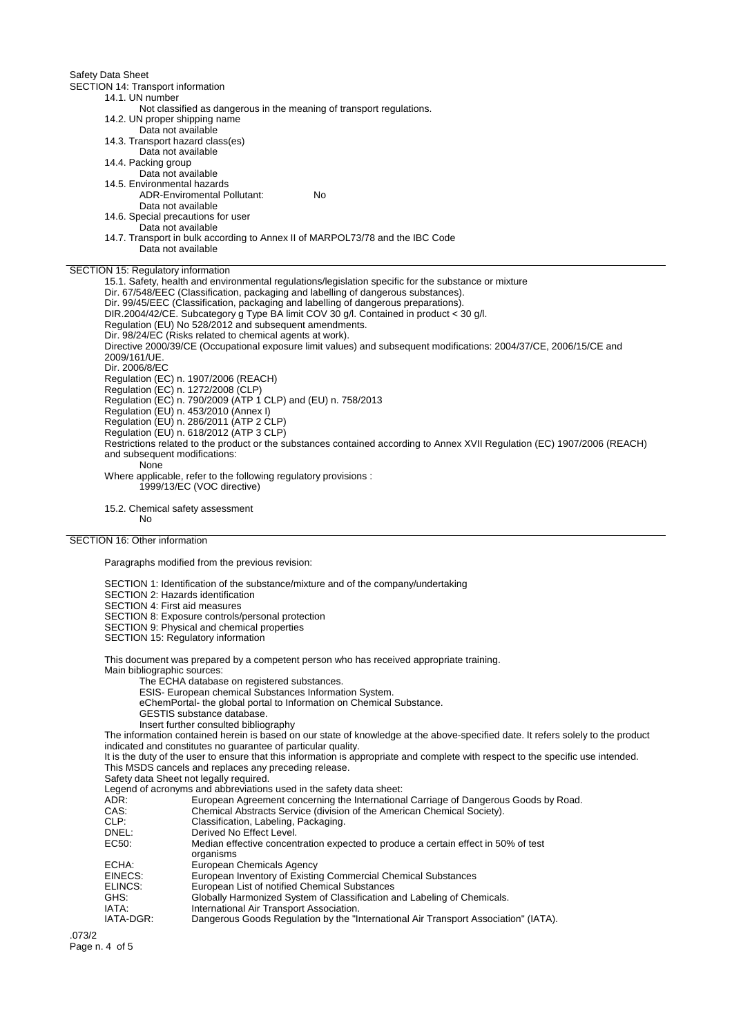## SECTION 14: Transport information

14.1. UN number

Not classified as dangerous in the meaning of transport regulations.

14.2. UN proper shipping name

Data not available

14.3. Transport hazard class(es)

Data not available

14.4. Packing group

Data not available

14.5. Environmental hazards

ADR-Enviromental Pollutant: No

Data not available

14.6. Special precautions for user

Data not available

14.7. Transport in bulk according to Annex II of MARPOL73/78 and the IBC Code

Data not available

## SECTION 15: Regulatory information

15.1. Safety, health and environmental regulations/legislation specific for the substance or mixture

Dir. 67/548/EEC (Classification, packaging and labelling of dangerous substances).
Dir. 99/45/EEC (Classification, packaging and labelling of dangerous preparations).
DIR.2004/42/CE. Subcategory g Type BA limit COV 30 g/l. Contained in product < 30 g/l.
Regulation (EU) No 528/2012 and subsequent amendments.
Dir. 98/24/EC (Risks related to chemical agents at work).
Directive 2000/39/CE (Occupational exposure limit values) and subsequent modifications: 2004/37/CE, 2006/15/CE and 2009/161/UE.
Dir. 2006/8/EC
Regulation (EC) n. 1907/2006 (REACH)
Regulation (EC) n. 1272/2008 (CLP)
Regulation (EC) n. 790/2009 (ATP 1 CLP) and (EU) n. 758/2013
Regulation (EU) n. 453/2010 (Annex I)
Regulation (EU) n. 286/2011 (ATP 2 CLP)
Regulation (EU) n. 618/2012 (ATP 3 CLP)
Restrictions related to the product or the substances contained according to Annex XVII Regulation (EC) 1907/2006 (REACH) and subsequent modifications:

None

Where applicable, refer to the following regulatory provisions :

1999/13/EC (VOC directive)

15.2. Chemical safety assessment

No

## SECTION 16: Other information

Paragraphs modified from the previous revision:

SECTION 1: Identification of the substance/mixture and of the company/undertaking
SECTION 2: Hazards identification
SECTION 4: First aid measures
SECTION 8: Exposure controls/personal protection
SECTION 9: Physical and chemical properties
SECTION 15: Regulatory information

This document was prepared by a competent person who has received appropriate training.

Main bibliographic sources:

The ECHA database on registered substances.
ESIS- European chemical Substances Information System.
eChemPortal- the global portal to Information on Chemical Substance.
GESTIS substance database.
Insert further consulted bibliography

The information contained herein is based on our state of knowledge at the above-specified date. It refers solely to the product indicated and constitutes no guarantee of particular quality.

It is the duty of the user to ensure that this information is appropriate and complete with respect to the specific use intended.

This MSDS cancels and replaces any preceding release.

Safety data Sheet not legally required.

Legend of acronyms and abbreviations used in the safety data sheet:

| | |
|---|---|
| ADR: | European Agreement concerning the International Carriage of Dangerous Goods by Road. |
| CAS: | Chemical Abstracts Service (division of the American Chemical Society). |
| CLP: | Classification, Labeling, Packaging. |
| DNEL: | Derived No Effect Level. |
| EC50: | Median effective concentration expected to produce a certain effect in 50% of test organisms |
| ECHA: | European Chemicals Agency |
| EINECS: | European Inventory of Existing Commercial Chemical Substances |
| ELINCS: | European List of notified Chemical Substances |
| GHS: | Globally Harmonized System of Classification and Labeling of Chemicals. |
| IATA: | International Air Transport Association. |
| IATA-DGR: | Dangerous Goods Regulation by the "International Air Transport Association" (IATA). |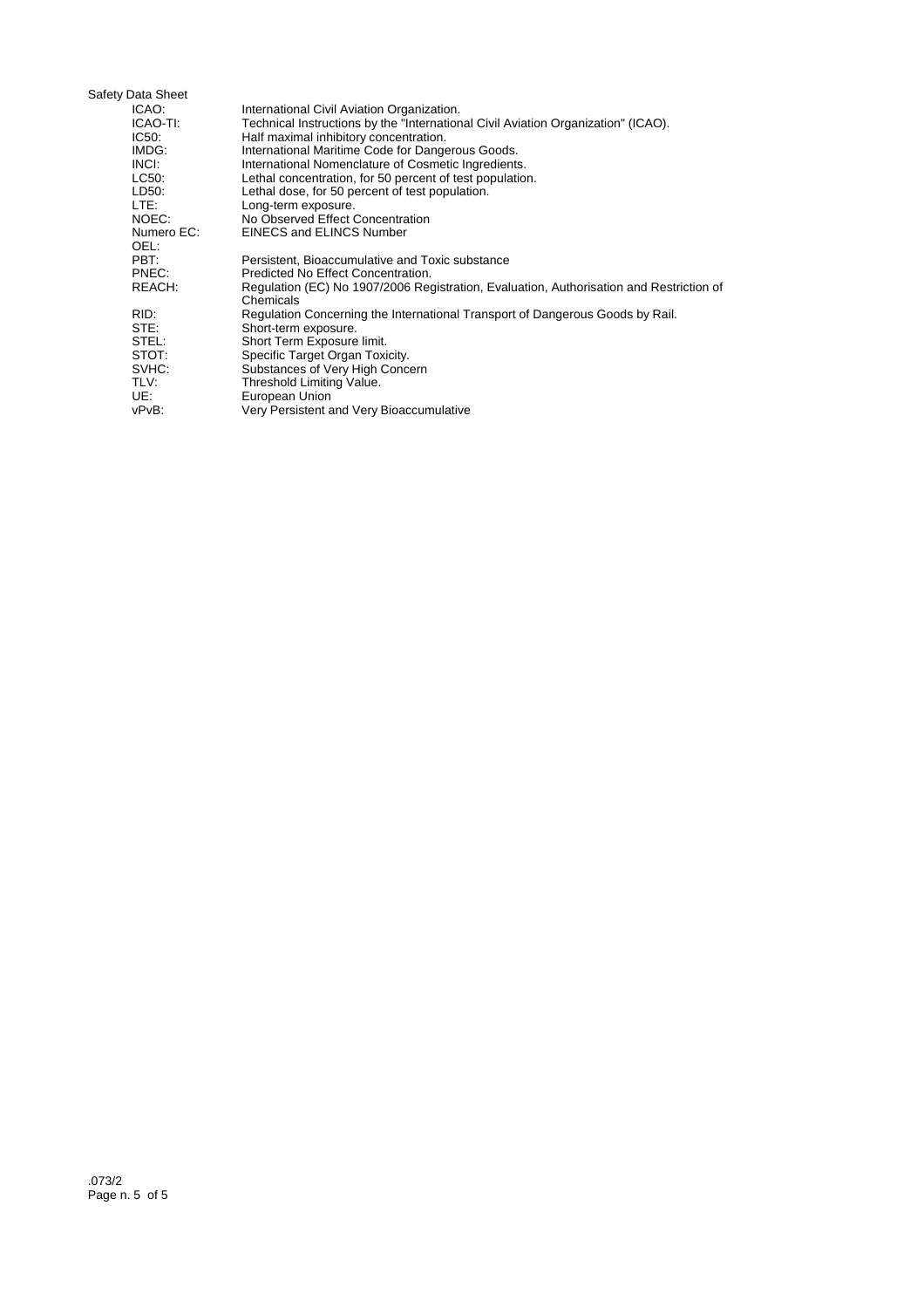| | |
|---|---|
| ICAO: | International Civil Aviation Organization. |
| ICAO-TI: | Technical Instructions by the "International Civil Aviation Organization" (ICAO). |
| IC50: | Half maximal inhibitory concentration. |
| IMDG: | International Maritime Code for Dangerous Goods. |
| INCI: | International Nomenclature of Cosmetic Ingredients. |
| LC50: | Lethal concentration, for 50 percent of test population. |
| LD50: | Lethal dose, for 50 percent of test population. |
| LTE: | Long-term exposure. |
| NOEC: | No Observed Effect Concentration |
| Numero EC: | EINECS and ELINCS Number |
| OEL: | |
| PBT: | Persistent, Bioaccumulative and Toxic substance |
| PNEC: | Predicted No Effect Concentration. |
| REACH: | Regulation (EC) No 1907/2006 Registration, Evaluation, Authorisation and Restriction of Chemicals |
| RID: | Regulation Concerning the International Transport of Dangerous Goods by Rail. |
| STE: | Short-term exposure. |
| STEL: | Short Term Exposure limit. |
| STOT: | Specific Target Organ Toxicity. |
| SVHC: | Substances of Very High Concern |
| TLV: | Threshold Limiting Value. |
| UE: | European Union |
| vPvB: | Very Persistent and Very Bioaccumulative |